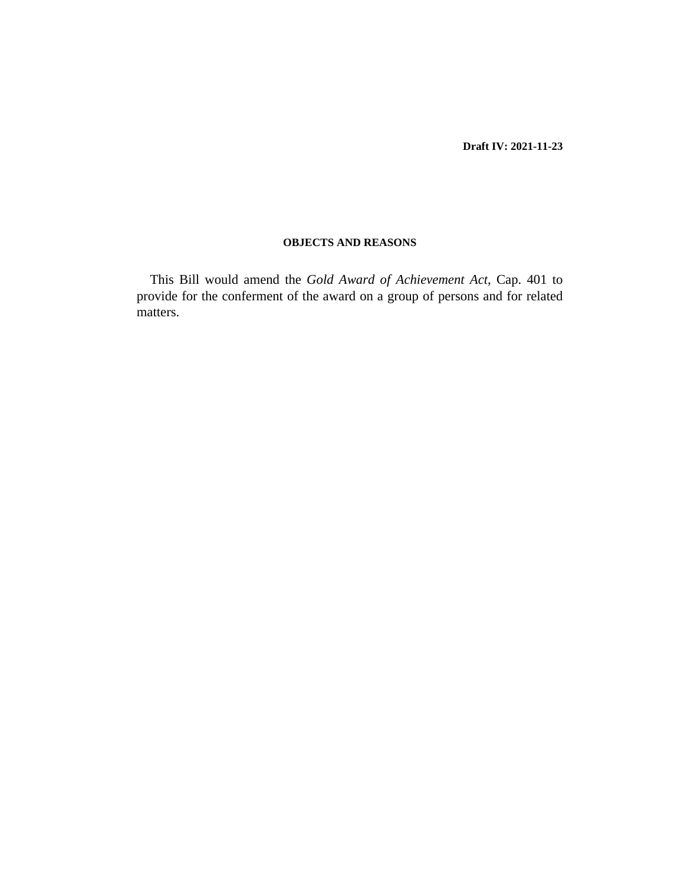**Draft IV: 2021-11-23**

## OBJECTS AND REASONS

This Bill would amend the *Gold Award of Achievement Act*, Cap. 401 to provide for the conferment of the award on a group of persons and for related matters.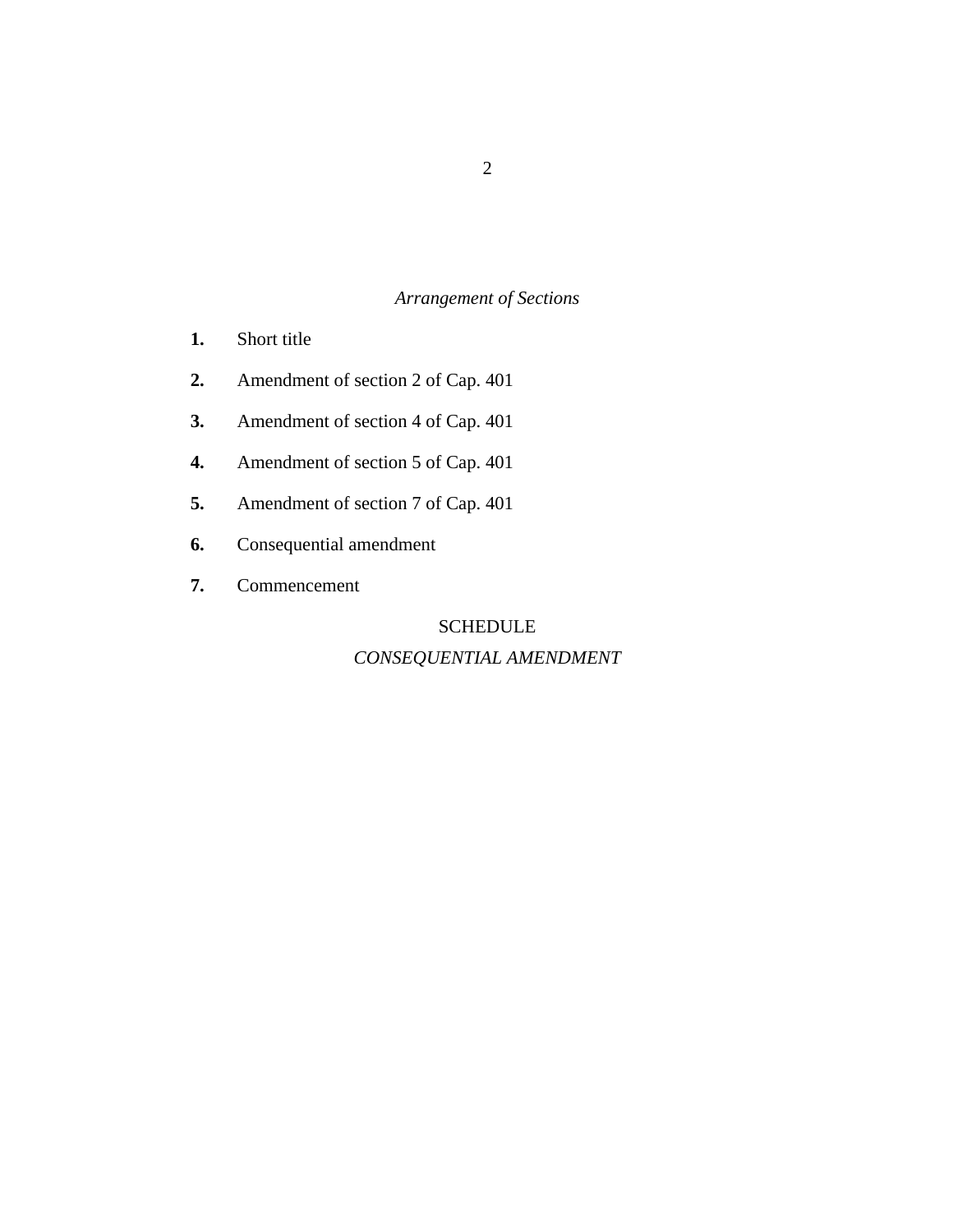*Arrangement of Sections*

**1.** Short title

**2.** Amendment of section 2 of Cap. 401

**3.** Amendment of section 4 of Cap. 401

**4.** Amendment of section 5 of Cap. 401

**5.** Amendment of section 7 of Cap. 401

**6.** Consequential amendment

**7.** Commencement

SCHEDULE

*CONSEQUENTIAL AMENDMENT*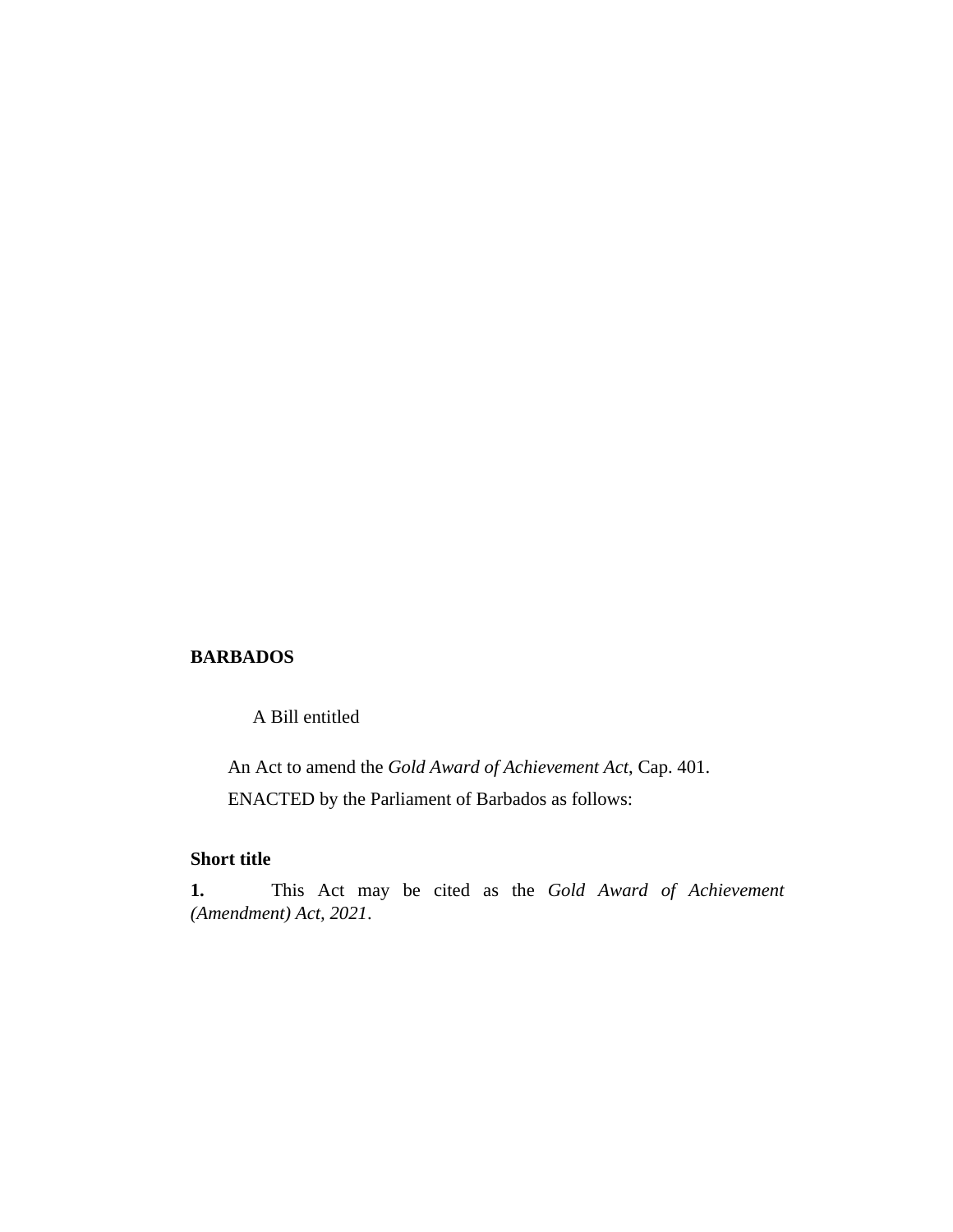**BARBADOS**

A Bill entitled

An Act to amend the *Gold Award of Achievement Act*, Cap. 401.

ENACTED by the Parliament of Barbados as follows:

**Short title**

**1.** This Act may be cited as the *Gold Award of Achievement (Amendment) Act, 2021*.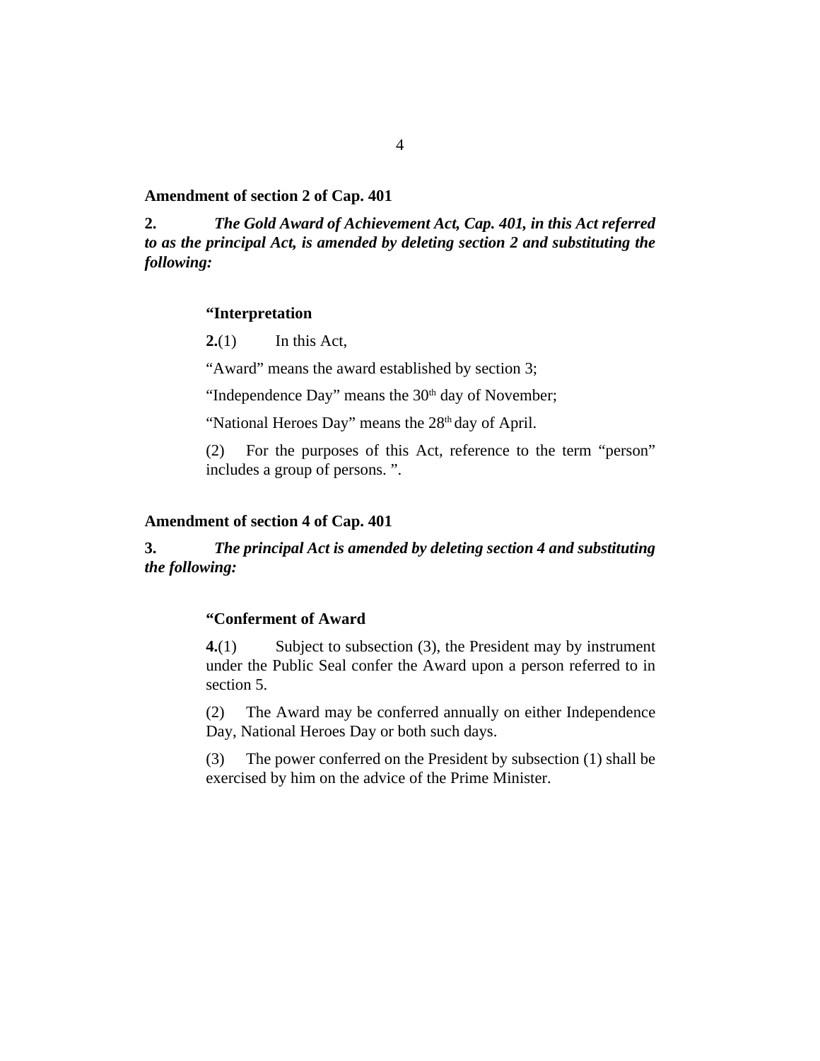**Amendment of section 2 of Cap. 401**

**2.** ***The Gold Award of Achievement Act, Cap. 401, in this Act referred to as the principal Act, is amended by deleting section 2 and substituting the following:***

> **“Interpretation**
>
> **2.**(1) In this Act,
>
> “Award” means the award established by section 3;
>
> “Independence Day” means the 30th day of November;
>
> “National Heroes Day” means the 28th day of April.
>
> (2) For the purposes of this Act, reference to the term “person” includes a group of persons. ”.

**Amendment of section 4 of Cap. 401**

**3.** ***The principal Act is amended by deleting section 4 and substituting the following:***

> **“Conferment of Award**
>
> **4.**(1) Subject to subsection (3), the President may by instrument under the Public Seal confer the Award upon a person referred to in section 5.
>
> (2) The Award may be conferred annually on either Independence Day, National Heroes Day or both such days.
>
> (3) The power conferred on the President by subsection (1) shall be exercised by him on the advice of the Prime Minister.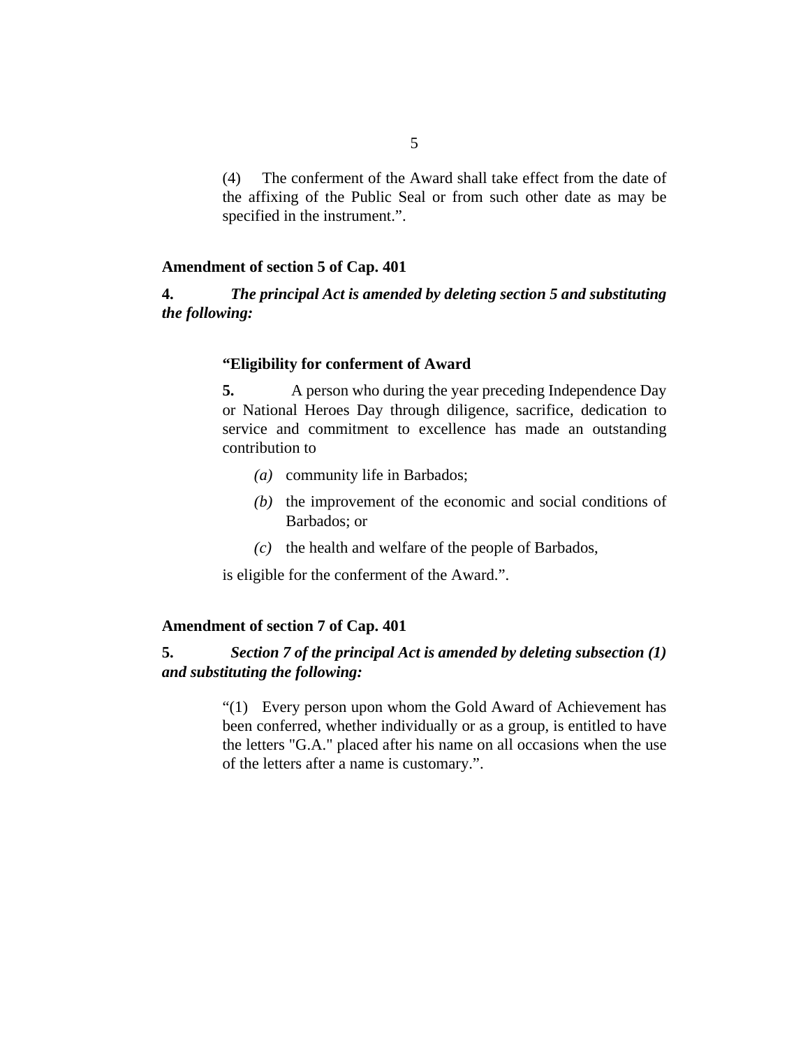(4) The conferment of the Award shall take effect from the date of the affixing of the Public Seal or from such other date as may be specified in the instrument.".

**Amendment of section 5 of Cap. 401**

**4.** ***The principal Act is amended by deleting section 5 and substituting the following:***

**"Eligibility for conferment of Award**

**5.** A person who during the year preceding Independence Day or National Heroes Day through diligence, sacrifice, dedication to service and commitment to excellence has made an outstanding contribution to

*(a)* community life in Barbados;

*(b)* the improvement of the economic and social conditions of Barbados; or

*(c)* the health and welfare of the people of Barbados,

is eligible for the conferment of the Award.".

**Amendment of section 7 of Cap. 401**

**5.** ***Section 7 of the principal Act is amended by deleting subsection (1) and substituting the following:***

"(1) Every person upon whom the Gold Award of Achievement has been conferred, whether individually or as a group, is entitled to have the letters "G.A." placed after his name on all occasions when the use of the letters after a name is customary.".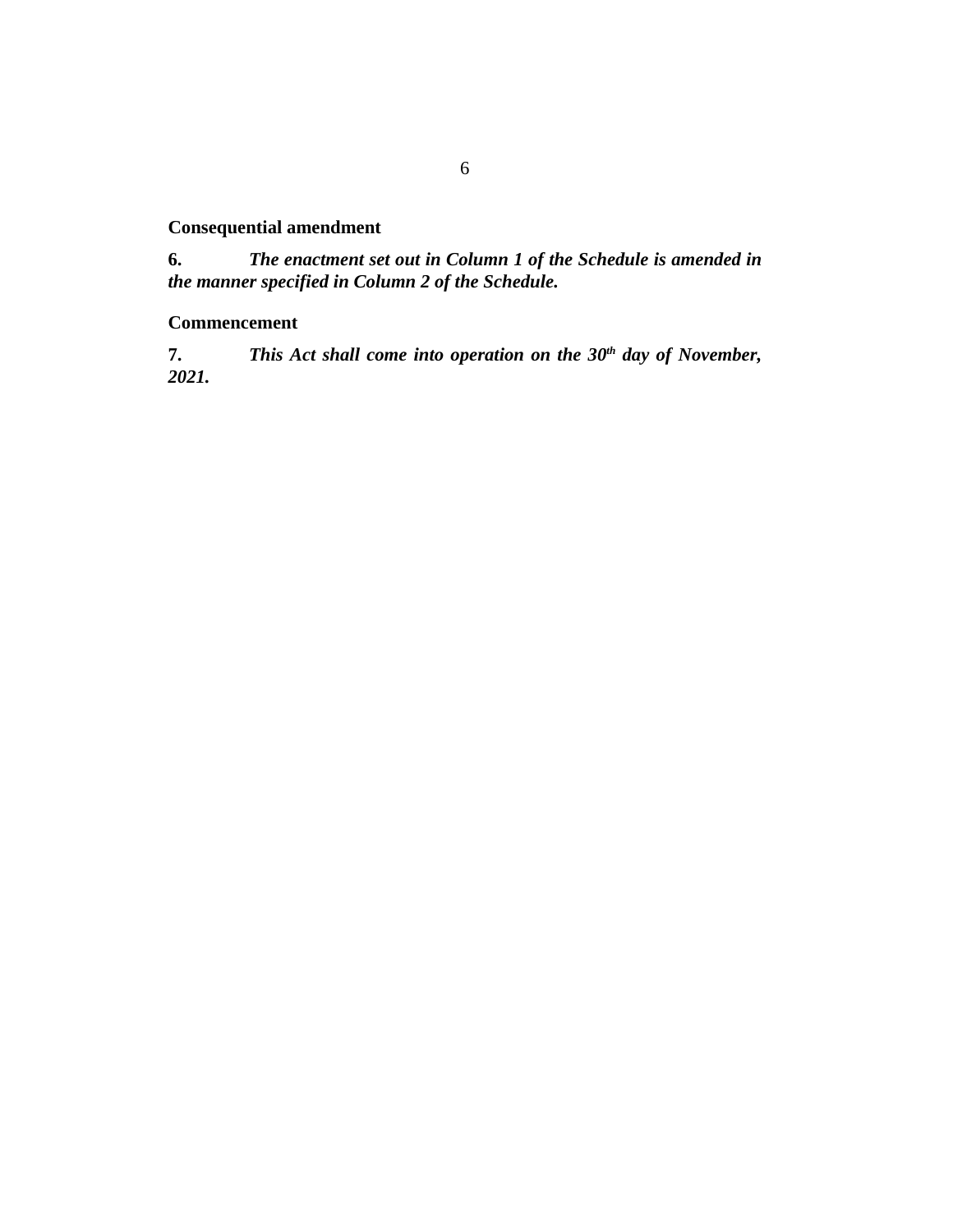**Consequential amendment**

**6.** ***The enactment set out in Column 1 of the Schedule is amended in the manner specified in Column 2 of the Schedule.***

**Commencement**

**7.** ***This Act shall come into operation on the 30th day of November, 2021.***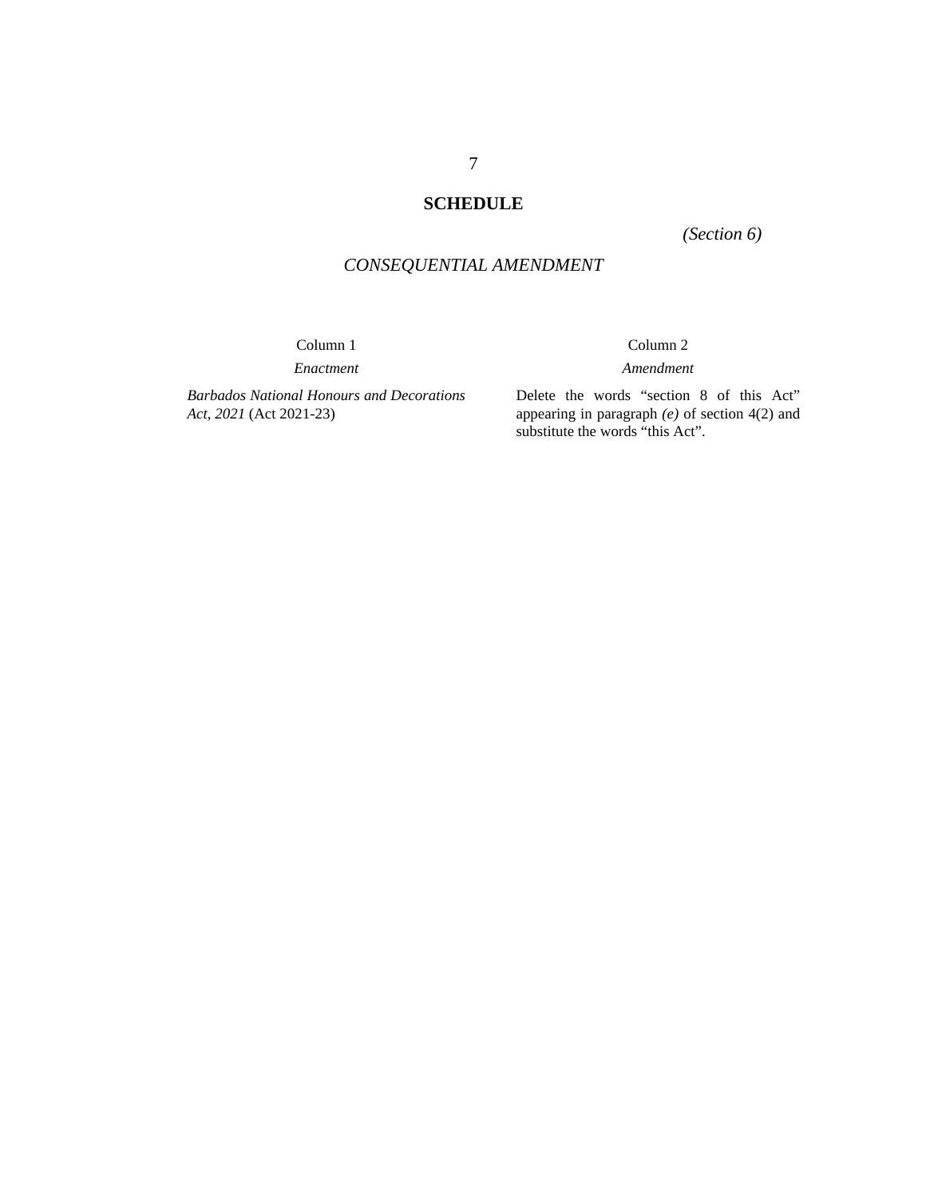## SCHEDULE

*(Section 6)*

*CONSEQUENTIAL AMENDMENT*

| Column 1<br>*Enactment* | Column 2<br>*Amendment* |
|---|---|
| *Barbados National Honours and Decorations Act, 2021* (Act 2021-23) | Delete the words "section 8 of this Act" appearing in paragraph *(e)* of section 4(2) and substitute the words "this Act". |